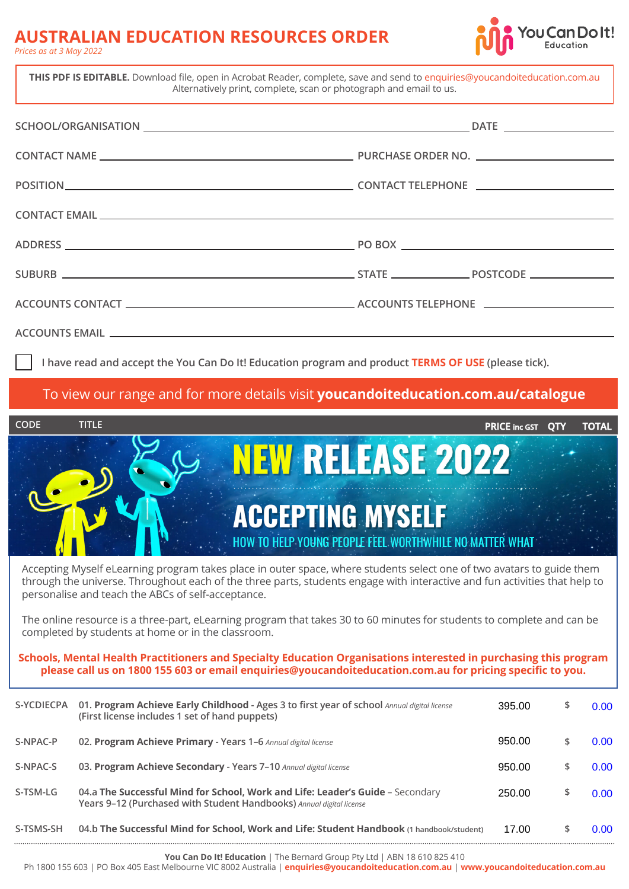# AUSTRALIAN EDUCATION RESOURCES ORDER

*Prices as at 3 May 2022*

You Can Do It! Education

**THIS PDF IS EDITABLE.** Download file, open in Acrobat Reader, complete, save and send to enquiries@youcandoiteducation.com.au
Alternatively print, complete, scan or photograph and email to us.

SCHOOL/ORGANISATION ______________________ DATE ____________

CONTACT NAME ______________________ PURCHASE ORDER NO. ____________

POSITION ______________________ CONTACT TELEPHONE ____________

CONTACT EMAIL ______________________

ADDRESS ______________________ PO BOX ____________

SUBURB ______________________ STATE ________ POSTCODE ________

ACCOUNTS CONTACT ______________________ ACCOUNTS TELEPHONE ____________

ACCOUNTS EMAIL ______________________

☐ I have read and accept the You Can Do It! Education program and product **TERMS OF USE** (please tick).

To view our range and for more details visit **youcandoiteducation.com.au/catalogue**

## NEW RELEASE 2022

## ACCEPTING MYSELF

HOW TO HELP YOUNG PEOPLE FEEL WORTHWHILE NO MATTER WHAT

Accepting Myself eLearning program takes place in outer space, where students select one of two avatars to guide them through the universe. Throughout each of the three parts, students engage with interactive and fun activities that help to personalise and teach the ABCs of self-acceptance.

The online resource is a three-part, eLearning program that takes 30 to 60 minutes for students to complete and can be completed by students at home or in the classroom.

**Schools, Mental Health Practitioners and Specialty Education Organisations interested in purchasing this program please call us on 1800 155 603 or email enquiries@youcandoiteducation.com.au for pricing specific to you.**

| CODE | TITLE | PRICE inc GST | QTY | TOTAL |
|---|---|---|---|---|
| S-YCDIECPA | 01. **Program Achieve Early Childhood** - Ages 3 to first year of school *Annual digital license* (First license includes 1 set of hand puppets) | 395.00 | | $ 0.00 |
| S-NPAC-P | 02. **Program Achieve Primary** - Years 1–6 *Annual digital license* | 950.00 | | $ 0.00 |
| S-NPAC-S | 03. **Program Achieve Secondary** - Years 7–10 *Annual digital license* | 950.00 | | $ 0.00 |
| S-TSM-LG | 04.a **The Successful Mind for School, Work and Life: Leader's Guide** – Secondary Years 9–12 (Purchased with Student Handbooks) *Annual digital license* | 250.00 | | $ 0.00 |
| S-TSMS-SH | 04.b **The Successful Mind for School, Work and Life: Student Handbook** (1 handbook/student) | 17.00 | | $ 0.00 |

**You Can Do It! Education** | The Bernard Group Pty Ltd | ABN 18 610 825 410
Ph 1800 155 603 | PO Box 405 East Melbourne VIC 8002 Australia | **enquiries@youcandoiteducation.com.au** | **www.youcandoiteducation.com.au**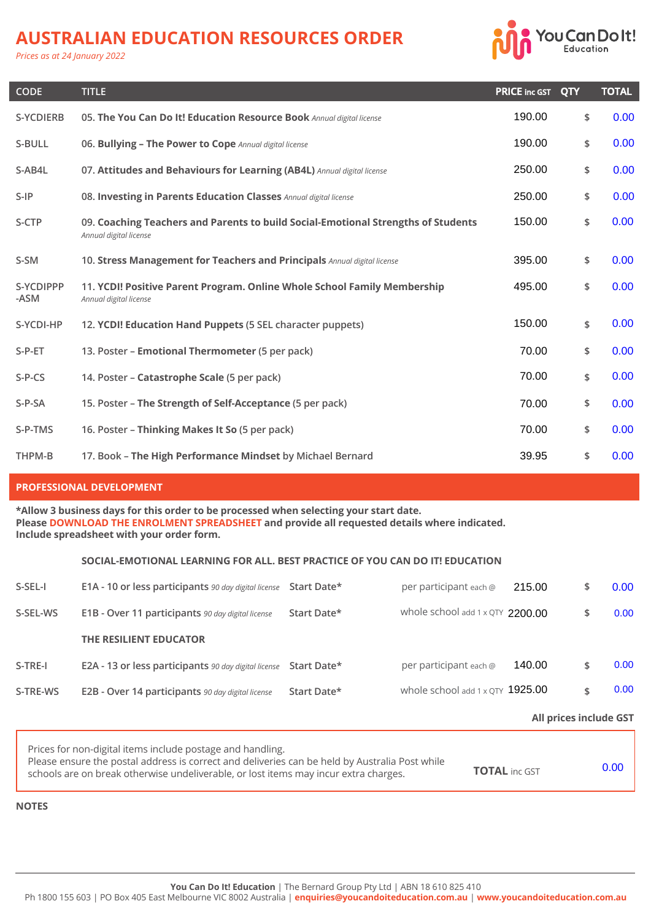# AUSTRALIAN EDUCATION RESOURCES ORDER

*Prices as at 24 January 2022*

| CODE | TITLE | PRICE inc GST | QTY | TOTAL |
|---|---|---|---|---|
| S-YCDIERB | 05. **The You Can Do It! Education Resource Book** *Annual digital license* | 190.00 | | $ 0.00 |
| S-BULL | 06. **Bullying – The Power to Cope** *Annual digital license* | 190.00 | | $ 0.00 |
| S-AB4L | 07. **Attitudes and Behaviours for Learning (AB4L)** *Annual digital license* | 250.00 | | $ 0.00 |
| S-IP | 08. **Investing in Parents Education Classes** *Annual digital license* | 250.00 | | $ 0.00 |
| S-CTP | 09. **Coaching Teachers and Parents to build Social-Emotional Strengths of Students** *Annual digital license* | 150.00 | | $ 0.00 |
| S-SM | 10. **Stress Management for Teachers and Principals** *Annual digital license* | 395.00 | | $ 0.00 |
| S-YCDIPPP-ASM | 11. **YCDI! Positive Parent Program. Online Whole School Family Membership** *Annual digital license* | 495.00 | | $ 0.00 |
| S-YCDI-HP | 12. **YCDI! Education Hand Puppets** (5 SEL character puppets) | 150.00 | | $ 0.00 |
| S-P-ET | 13. Poster – **Emotional Thermometer** (5 per pack) | 70.00 | | $ 0.00 |
| S-P-CS | 14. Poster – **Catastrophe Scale** (5 per pack) | 70.00 | | $ 0.00 |
| S-P-SA | 15. Poster – **The Strength of Self-Acceptance** (5 per pack) | 70.00 | | $ 0.00 |
| S-P-TMS | 16. Poster – **Thinking Makes It So** (5 per pack) | 70.00 | | $ 0.00 |
| THPM-B | 17. Book – **The High Performance Mindset** by Michael Bernard | 39.95 | | $ 0.00 |

## PROFESSIONAL DEVELOPMENT

**\*Allow 3 business days for this order to be processed when selecting your start date.**
**Please DOWNLOAD THE ENROLMENT SPREADSHEET and provide all requested details where indicated.**
**Include spreadsheet with your order form.**

| CODE | TITLE | | | PRICE | QTY | TOTAL |
|---|---|---|---|---|---|---|
| | **SOCIAL-EMOTIONAL LEARNING FOR ALL. BEST PRACTICE OF YOU CAN DO IT! EDUCATION** | | | | | |
| S-SEL-I | **E1A - 10 or less participants** *90 day digital license* | Start Date* | per participant each @ | 215.00 | | $ 0.00 |
| S-SEL-WS | **E1B - Over 11 participants** *90 day digital license* | Start Date* | whole school add 1 x QTY | 2200.00 | | $ 0.00 |
| | **THE RESILIENT EDUCATOR** | | | | | |
| S-TRE-I | **E2A - 13 or less participants** *90 day digital license* | Start Date* | per participant each @ | 140.00 | | $ 0.00 |
| S-TRE-WS | **E2B - Over 14 participants** *90 day digital license* | Start Date* | whole school add 1 x QTY | 1925.00 | | $ 0.00 |

**All prices include GST**

Prices for non-digital items include postage and handling.
Please ensure the postal address is correct and deliveries can be held by Australia Post while schools are on break otherwise undeliverable, or lost items may incur extra charges.

**TOTAL** inc GST 0.00

**NOTES**

**You Can Do It! Education** | The Bernard Group Pty Ltd | ABN 18 610 825 410
Ph 1800 155 603 | PO Box 405 East Melbourne VIC 8002 Australia | **enquiries@youcandoiteducation.com.au** | **www.youcandoiteducation.com.au**